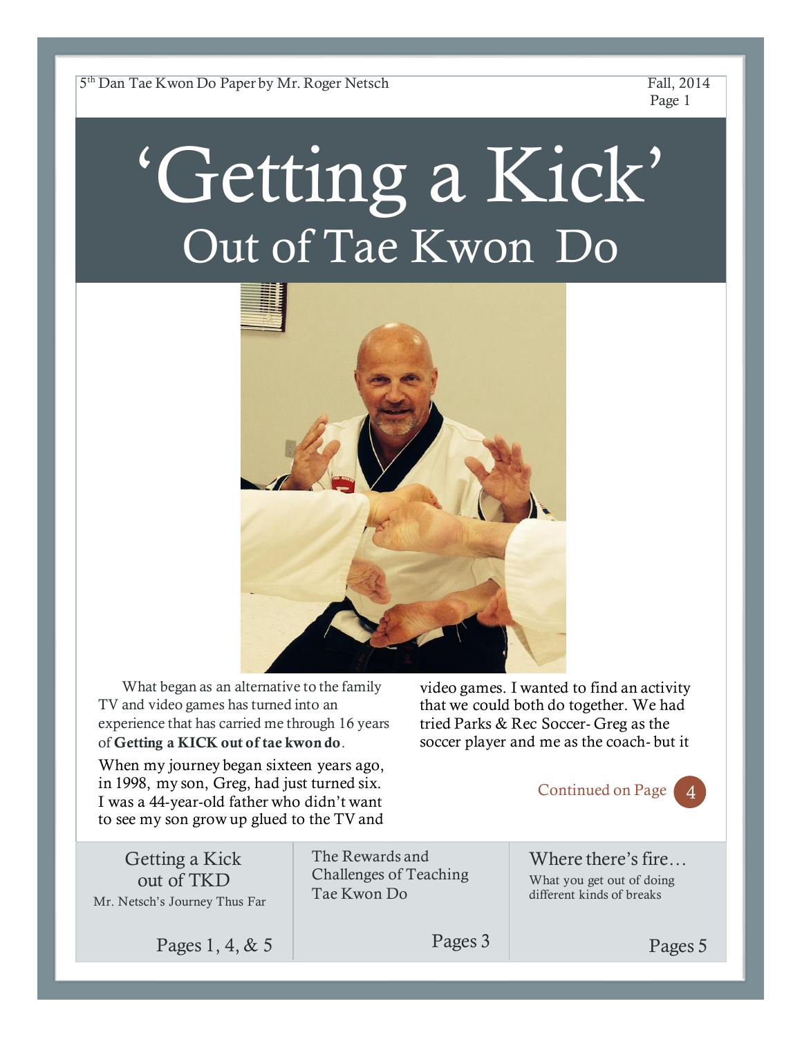5th Dan Tae Kwon Do Paper by Mr. Roger Netsch — Fall, 2014

# 'Getting a Kick' Out of Tae Kwon Do

What began as an alternative to the family TV and video games has turned into an experience that has carried me through 16 years of **Getting a KICK out of tae kwon do**.

When my journey began sixteen years ago, in 1998, my son, Greg, had just turned six. I was a 44-year-old father who didn't want to see my son grow up glued to the TV and video games. I wanted to find an activity that we could both do together. We had tried Parks & Rec Soccer- Greg as the soccer player and me as the coach- but it

Continued on Page 4

---

**Getting a Kick out of TKD**
Mr. Netsch's Journey Thus Far
Pages 1, 4, & 5

**The Rewards and Challenges of Teaching Tae Kwon Do**
Pages 3

**Where there's fire…**
What you get out of doing different kinds of breaks
Pages 5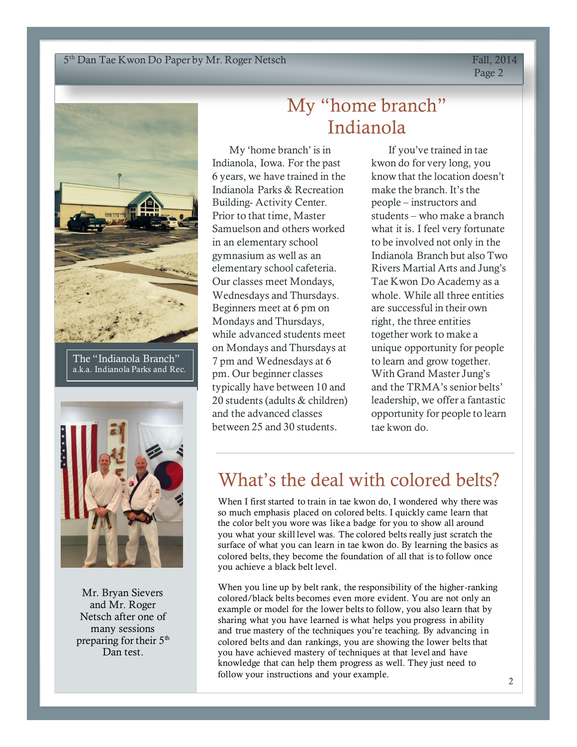# My "home branch" Indianola

My 'home branch' is in Indianola, Iowa. For the past 6 years, we have trained in the Indianola Parks & Recreation Building- Activity Center. Prior to that time, Master Samuelson and others worked in an elementary school gymnasium as well as an elementary school cafeteria. Our classes meet Mondays, Wednesdays and Thursdays. Beginners meet at 6 pm on Mondays and Thursdays, while advanced students meet on Mondays and Thursdays at 7 pm and Wednesdays at 6 pm. Our beginner classes typically have between 10 and 20 students (adults & children) and the advanced classes between 25 and 30 students.

If you've trained in tae kwon do for very long, you know that the location doesn't make the branch. It's the people – instructors and students – who make a branch what it is. I feel very fortunate to be involved not only in the Indianola Branch but also Two Rivers Martial Arts and Jung's Tae Kwon Do Academy as a whole. While all three entities are successful in their own right, the three entities together work to make a unique opportunity for people to learn and grow together. With Grand Master Jung's and the TRMA's senior belts' leadership, we offer a fantastic opportunity for people to learn tae kwon do.

The "Indianola Branch" a.k.a. Indianola Parks and Rec.

Mr. Bryan Sievers and Mr. Roger Netsch after one of many sessions preparing for their 5th Dan test.

# What's the deal with colored belts?

When I first started to train in tae kwon do, I wondered why there was so much emphasis placed on colored belts. I quickly came learn that the color belt you wore was like a badge for you to show all around you what your skill level was. The colored belts really just scratch the surface of what you can learn in tae kwon do. By learning the basics as colored belts, they become the foundation of all that is to follow once you achieve a black belt level.

When you line up by belt rank, the responsibility of the higher-ranking colored/black belts becomes even more evident. You are not only an example or model for the lower belts to follow, you also learn that by sharing what you have learned is what helps you progress in ability and true mastery of the techniques you're teaching. By advancing in colored belts and dan rankings, you are showing the lower belts that you have achieved mastery of techniques at that level and have knowledge that can help them progress as well. They just need to follow your instructions and your example.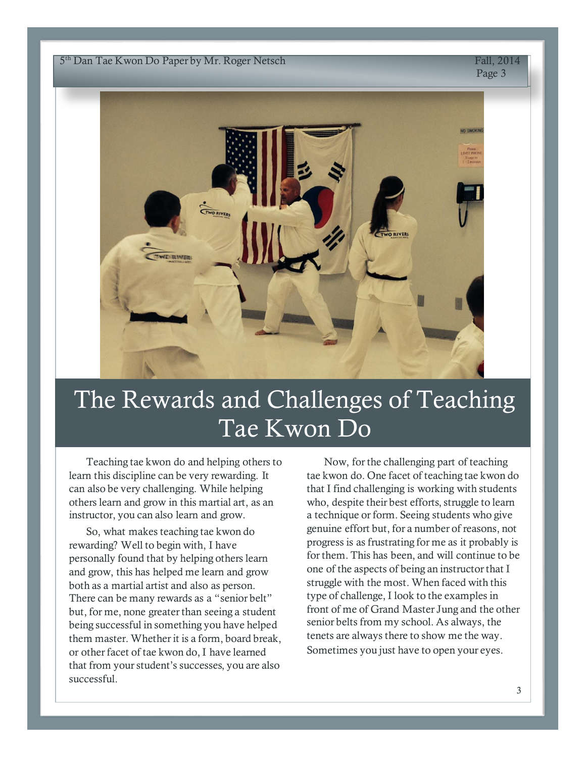# The Rewards and Challenges of Teaching Tae Kwon Do

Teaching tae kwon do and helping others to learn this discipline can be very rewarding. It can also be very challenging. While helping others learn and grow in this martial art, as an instructor, you can also learn and grow.

So, what makes teaching tae kwon do rewarding? Well to begin with, I have personally found that by helping others learn and grow, this has helped me learn and grow both as a martial artist and also as person. There can be many rewards as a "senior belt" but, for me, none greater than seeing a student being successful in something you have helped them master. Whether it is a form, board break, or other facet of tae kwon do, I have learned that from your student's successes, you are also successful.

Now, for the challenging part of teaching tae kwon do. One facet of teaching tae kwon do that I find challenging is working with students who, despite their best efforts, struggle to learn a technique or form. Seeing students who give genuine effort but, for a number of reasons, not progress is as frustrating for me as it probably is for them. This has been, and will continue to be one of the aspects of being an instructor that I struggle with the most. When faced with this type of challenge, I look to the examples in front of me of Grand Master Jung and the other senior belts from my school. As always, the tenets are always there to show me the way. Sometimes you just have to open your eyes.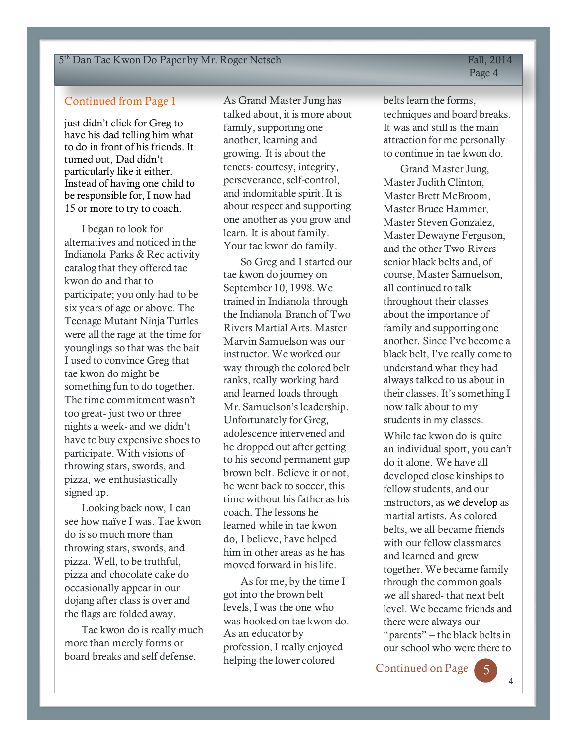Continued from Page 1

just didn't click for Greg to have his dad telling him what to do in front of his friends. It turned out, Dad didn't particularly like it either. Instead of having one child to be responsible for, I now had 15 or more to try to coach.

I began to look for alternatives and noticed in the Indianola Parks & Rec activity catalog that they offered tae kwon do and that to participate; you only had to be six years of age or above. The Teenage Mutant Ninja Turtles were all the rage at the time for younglings so that was the bait I used to convince Greg that tae kwon do might be something fun to do together. The time commitment wasn't too great- just two or three nights a week- and we didn't have to buy expensive shoes to participate. With visions of throwing stars, swords, and pizza, we enthusiastically signed up.

Looking back now, I can see how naïve I was. Tae kwon do is so much more than throwing stars, swords, and pizza. Well, to be truthful, pizza and chocolate cake do occasionally appear in our dojang after class is over and the flags are folded away.

Tae kwon do is really much more than merely forms or board breaks and self defense. As Grand Master Jung has talked about, it is more about family, supporting one another, learning and growing. It is about the tenets- courtesy, integrity, perseverance, self-control, and indomitable spirit. It is about respect and supporting one another as you grow and learn. It is about family. Your tae kwon do family.

So Greg and I started our tae kwon do journey on September 10, 1998. We trained in Indianola through the Indianola Branch of Two Rivers Martial Arts. Master Marvin Samuelson was our instructor. We worked our way through the colored belt ranks, really working hard and learned loads through Mr. Samuelson's leadership. Unfortunately for Greg, adolescence intervened and he dropped out after getting to his second permanent gup brown belt. Believe it or not, he went back to soccer, this time without his father as his coach. The lessons he learned while in tae kwon do, I believe, have helped him in other areas as he has moved forward in his life.

As for me, by the time I got into the brown belt levels, I was the one who was hooked on tae kwon do. As an educator by profession, I really enjoyed helping the lower colored belts learn the forms, techniques and board breaks. It was and still is the main attraction for me personally to continue in tae kwon do.

Grand Master Jung, Master Judith Clinton, Master Brett McBroom, Master Bruce Hammer, Master Steven Gonzalez, Master Dewayne Ferguson, and the other Two Rivers senior black belts and, of course, Master Samuelson, all continued to talk throughout their classes about the importance of family and supporting one another. Since I've become a black belt, I've really come to understand what they had always talked to us about in their classes. It's something I now talk about to my students in my classes.

While tae kwon do is quite an individual sport, you can't do it alone. We have all developed close kinships to fellow students, and our instructors, as we develop as martial artists. As colored belts, we all became friends with our fellow classmates and learned and grew together. We became family through the common goals we all shared- that next belt level. We became friends and there were always our "parents" – the black belts in our school who were there to

Continued on Page 5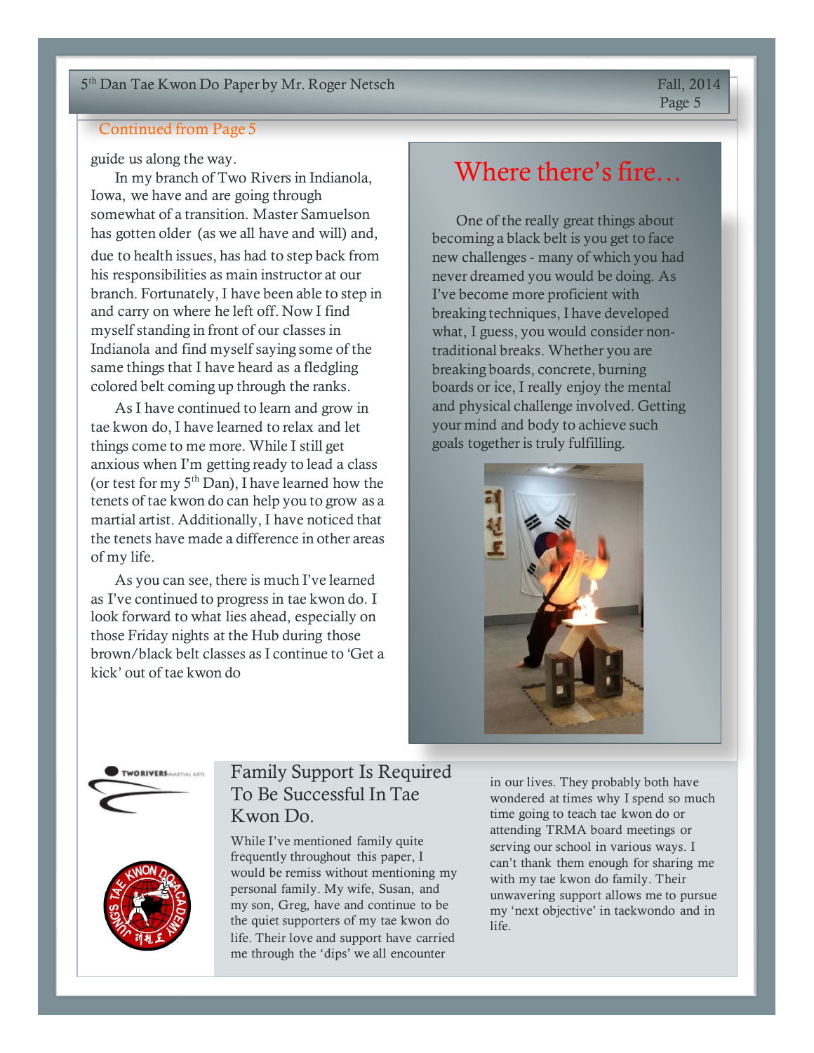Continued from Page 5

guide us along the way.

In my branch of Two Rivers in Indianola, Iowa, we have and are going through somewhat of a transition. Master Samuelson has gotten older (as we all have and will) and, due to health issues, has had to step back from his responsibilities as main instructor at our branch. Fortunately, I have been able to step in and carry on where he left off. Now I find myself standing in front of our classes in Indianola and find myself saying some of the same things that I have heard as a fledgling colored belt coming up through the ranks.

As I have continued to learn and grow in tae kwon do, I have learned to relax and let things come to me more. While I still get anxious when I'm getting ready to lead a class (or test for my 5th Dan), I have learned how the tenets of tae kwon do can help you to grow as a martial artist. Additionally, I have noticed that the tenets have made a difference in other areas of my life.

As you can see, there is much I've learned as I've continued to progress in tae kwon do. I look forward to what lies ahead, especially on those Friday nights at the Hub during those brown/black belt classes as I continue to 'Get a kick' out of tae kwon do

## Where there's fire…

One of the really great things about becoming a black belt is you get to face new challenges - many of which you had never dreamed you would be doing. As I've become more proficient with breaking techniques, I have developed what, I guess, you would consider non-traditional breaks. Whether you are breaking boards, concrete, burning boards or ice, I really enjoy the mental and physical challenge involved. Getting your mind and body to achieve such goals together is truly fulfilling.

## Family Support Is Required To Be Successful In Tae Kwon Do.

While I've mentioned family quite frequently throughout this paper, I would be remiss without mentioning my personal family. My wife, Susan, and my son, Greg, have and continue to be the quiet supporters of my tae kwon do life. Their love and support have carried me through the 'dips' we all encounter in our lives. They probably both have wondered at times why I spend so much time going to teach tae kwon do or attending TRMA board meetings or serving our school in various ways. I can't thank them enough for sharing me with my tae kwon do family. Their unwavering support allows me to pursue my 'next objective' in taekwondo and in life.